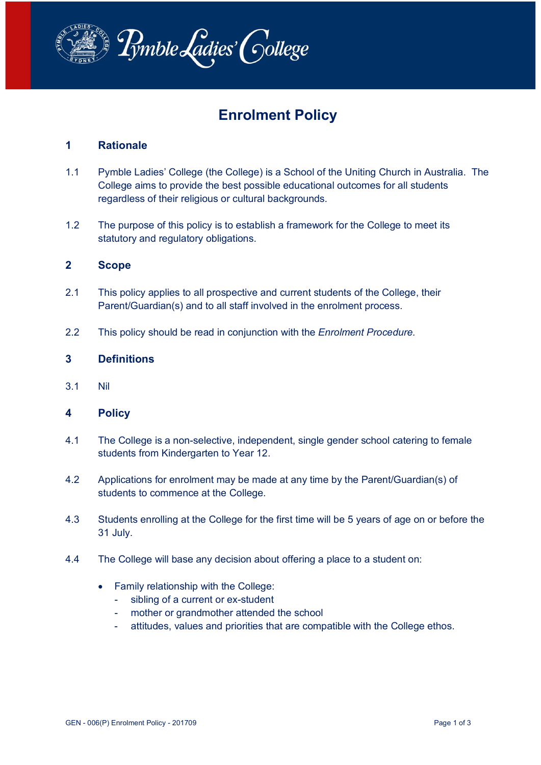Pymble Ladies' College

# Enrolment Policy

## 1 Rationale

1.1 Pymble Ladies' College (the College) is a School of the Uniting Church in Australia. The College aims to provide the best possible educational outcomes for all students regardless of their religious or cultural backgrounds.

1.2 The purpose of this policy is to establish a framework for the College to meet its statutory and regulatory obligations.

## 2 Scope

2.1 This policy applies to all prospective and current students of the College, their Parent/Guardian(s) and to all staff involved in the enrolment process.

2.2 This policy should be read in conjunction with the *Enrolment Procedure.*

## 3 Definitions

3.1 Nil

## 4 Policy

4.1 The College is a non-selective, independent, single gender school catering to female students from Kindergarten to Year 12.

4.2 Applications for enrolment may be made at any time by the Parent/Guardian(s) of students to commence at the College.

4.3 Students enrolling at the College for the first time will be 5 years of age on or before the 31 July.

4.4 The College will base any decision about offering a place to a student on:

- Family relationship with the College:
  - sibling of a current or ex-student
  - mother or grandmother attended the school
  - attitudes, values and priorities that are compatible with the College ethos.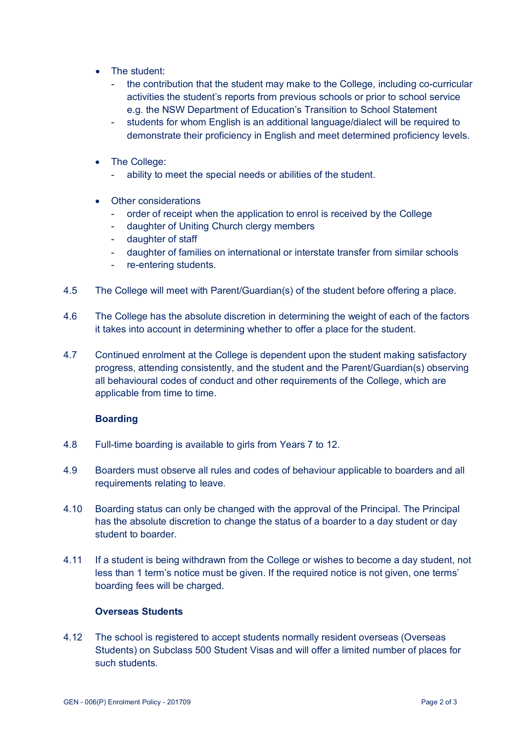- The student:
  - the contribution that the student may make to the College, including co-curricular activities the student's reports from previous schools or prior to school service e.g. the NSW Department of Education's Transition to School Statement
  - students for whom English is an additional language/dialect will be required to demonstrate their proficiency in English and meet determined proficiency levels.

- The College:
  - ability to meet the special needs or abilities of the student.

- Other considerations
  - order of receipt when the application to enrol is received by the College
  - daughter of Uniting Church clergy members
  - daughter of staff
  - daughter of families on international or interstate transfer from similar schools
  - re-entering students.

4.5 The College will meet with Parent/Guardian(s) of the student before offering a place.

4.6 The College has the absolute discretion in determining the weight of each of the factors it takes into account in determining whether to offer a place for the student.

4.7 Continued enrolment at the College is dependent upon the student making satisfactory progress, attending consistently, and the student and the Parent/Guardian(s) observing all behavioural codes of conduct and other requirements of the College, which are applicable from time to time.

**Boarding**

4.8 Full-time boarding is available to girls from Years 7 to 12.

4.9 Boarders must observe all rules and codes of behaviour applicable to boarders and all requirements relating to leave.

4.10 Boarding status can only be changed with the approval of the Principal. The Principal has the absolute discretion to change the status of a boarder to a day student or day student to boarder.

4.11 If a student is being withdrawn from the College or wishes to become a day student, not less than 1 term's notice must be given. If the required notice is not given, one terms' boarding fees will be charged.

**Overseas Students**

4.12 The school is registered to accept students normally resident overseas (Overseas Students) on Subclass 500 Student Visas and will offer a limited number of places for such students.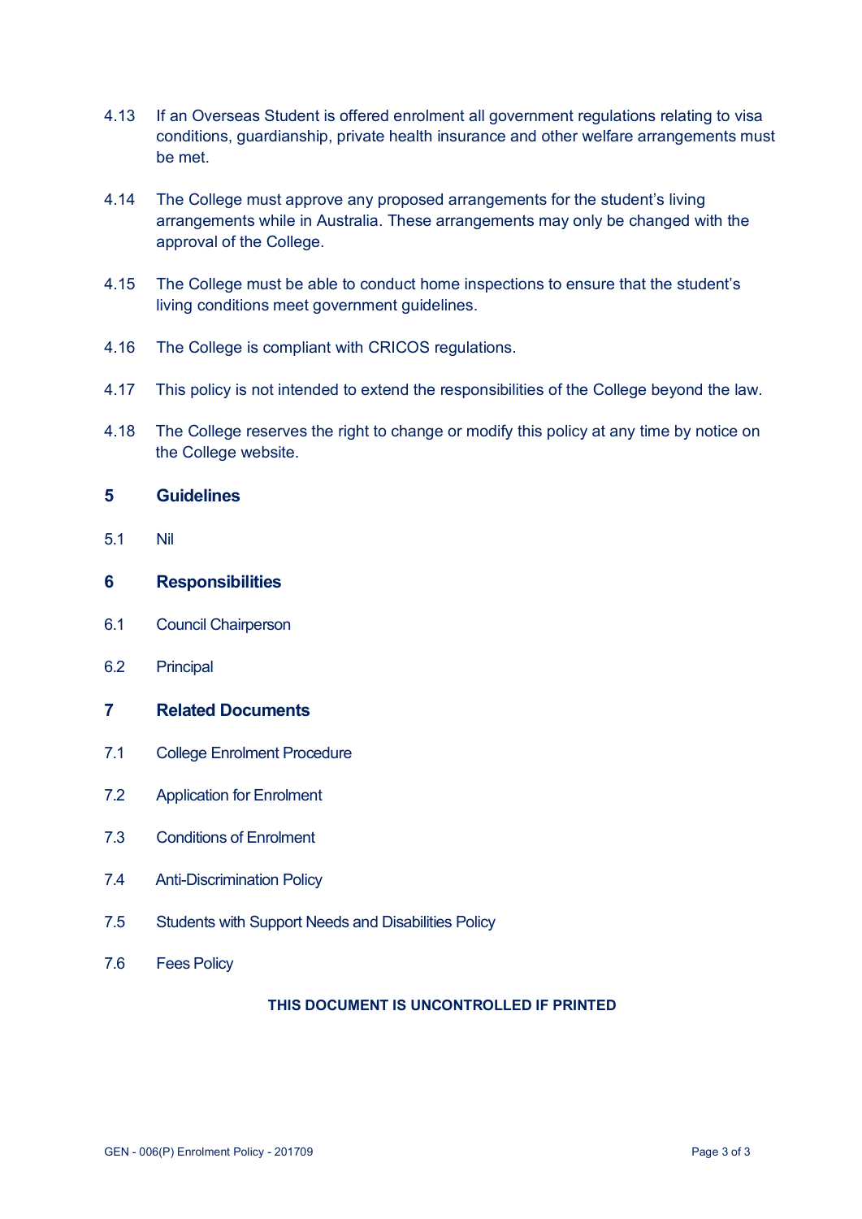4.13 If an Overseas Student is offered enrolment all government regulations relating to visa conditions, guardianship, private health insurance and other welfare arrangements must be met.

4.14 The College must approve any proposed arrangements for the student's living arrangements while in Australia. These arrangements may only be changed with the approval of the College.

4.15 The College must be able to conduct home inspections to ensure that the student's living conditions meet government guidelines.

4.16 The College is compliant with CRICOS regulations.

4.17 This policy is not intended to extend the responsibilities of the College beyond the law.

4.18 The College reserves the right to change or modify this policy at any time by notice on the College website.

## 5 Guidelines

5.1 Nil

## 6 Responsibilities

6.1 Council Chairperson

6.2 Principal

## 7 Related Documents

7.1 College Enrolment Procedure

7.2 Application for Enrolment

7.3 Conditions of Enrolment

7.4 Anti-Discrimination Policy

7.5 Students with Support Needs and Disabilities Policy

7.6 Fees Policy

**THIS DOCUMENT IS UNCONTROLLED IF PRINTED**